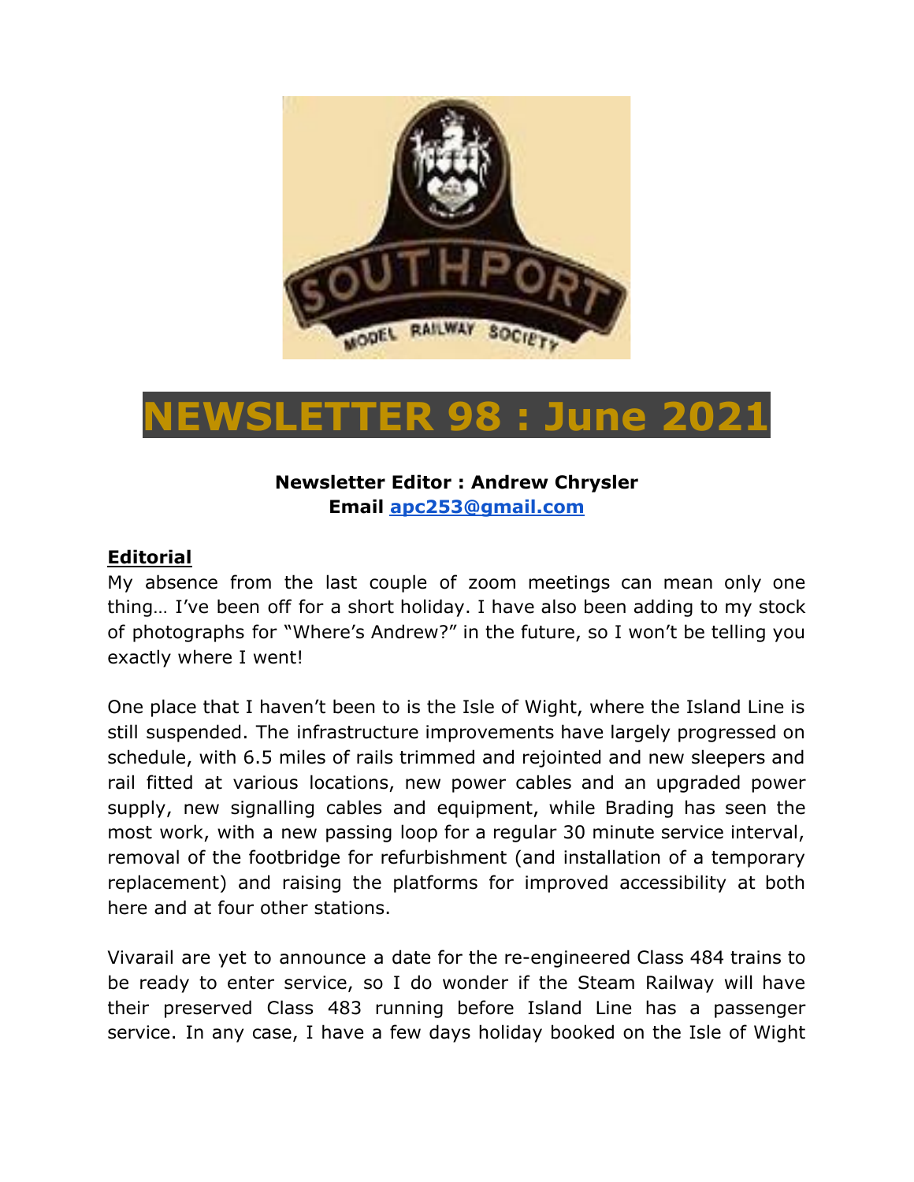# NEWSLETTER 98 : June 2021

**Newsletter Editor : Andrew Chrysler**
**Email [apc253@gmail.com](mailto:apc253@gmail.com)**

## Editorial

My absence from the last couple of zoom meetings can mean only one thing… I've been off for a short holiday. I have also been adding to my stock of photographs for "Where's Andrew?" in the future, so I won't be telling you exactly where I went!

One place that I haven't been to is the Isle of Wight, where the Island Line is still suspended. The infrastructure improvements have largely progressed on schedule, with 6.5 miles of rails trimmed and rejointed and new sleepers and rail fitted at various locations, new power cables and an upgraded power supply, new signalling cables and equipment, while Brading has seen the most work, with a new passing loop for a regular 30 minute service interval, removal of the footbridge for refurbishment (and installation of a temporary replacement) and raising the platforms for improved accessibility at both here and at four other stations.

Vivarail are yet to announce a date for the re-engineered Class 484 trains to be ready to enter service, so I do wonder if the Steam Railway will have their preserved Class 483 running before Island Line has a passenger service. In any case, I have a few days holiday booked on the Isle of Wight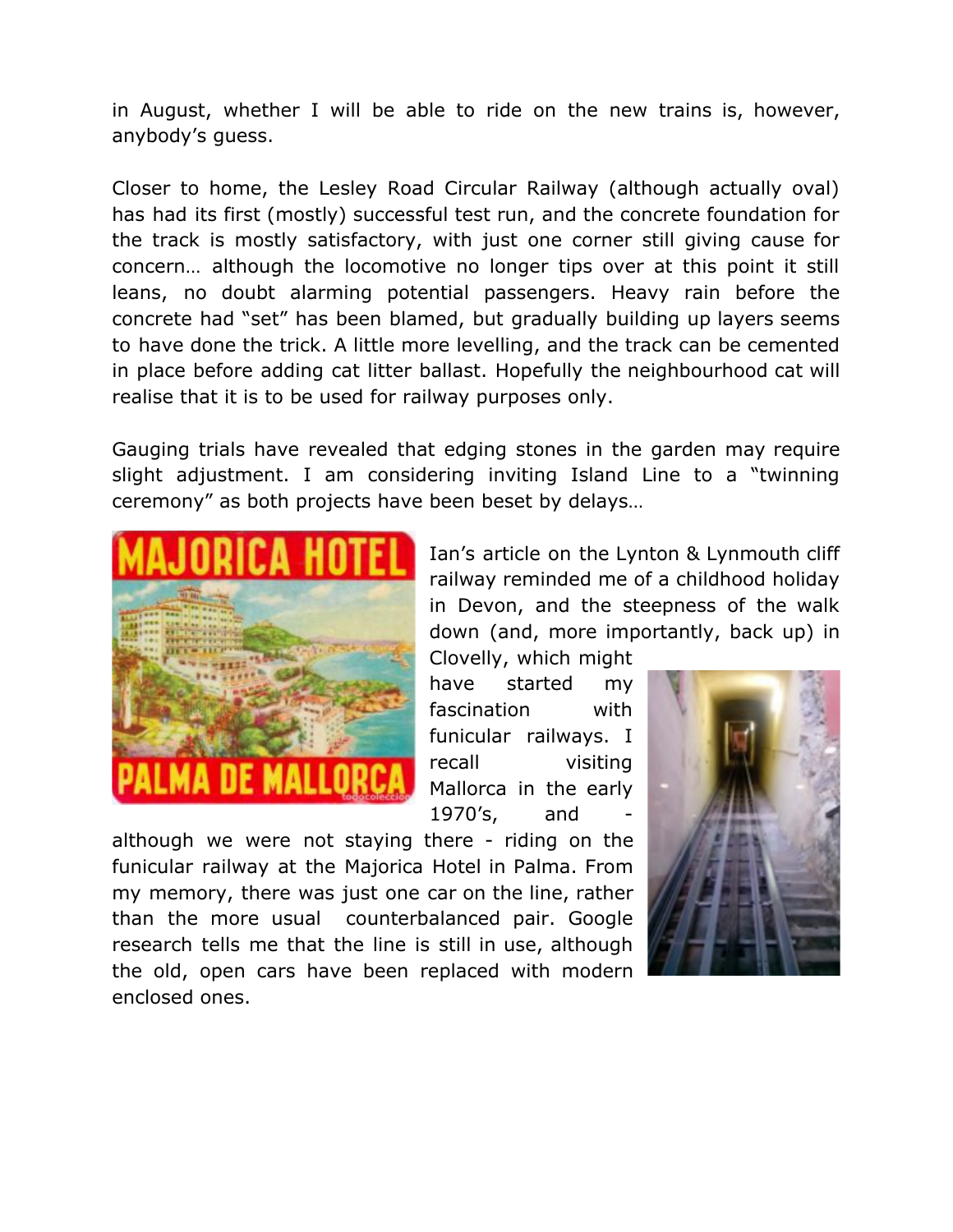in August, whether I will be able to ride on the new trains is, however, anybody's guess.

Closer to home, the Lesley Road Circular Railway (although actually oval) has had its first (mostly) successful test run, and the concrete foundation for the track is mostly satisfactory, with just one corner still giving cause for concern… although the locomotive no longer tips over at this point it still leans, no doubt alarming potential passengers. Heavy rain before the concrete had "set" has been blamed, but gradually building up layers seems to have done the trick. A little more levelling, and the track can be cemented in place before adding cat litter ballast. Hopefully the neighbourhood cat will realise that it is to be used for railway purposes only.

Gauging trials have revealed that edging stones in the garden may require slight adjustment. I am considering inviting Island Line to a "twinning ceremony" as both projects have been beset by delays…

Ian's article on the Lynton & Lynmouth cliff railway reminded me of a childhood holiday in Devon, and the steepness of the walk down (and, more importantly, back up) in Clovelly, which might have started my fascination with funicular railways. I recall visiting Mallorca in the early 1970's, and - although we were not staying there - riding on the funicular railway at the Majorica Hotel in Palma. From my memory, there was just one car on the line, rather than the more usual counterbalanced pair. Google research tells me that the line is still in use, although the old, open cars have been replaced with modern enclosed ones.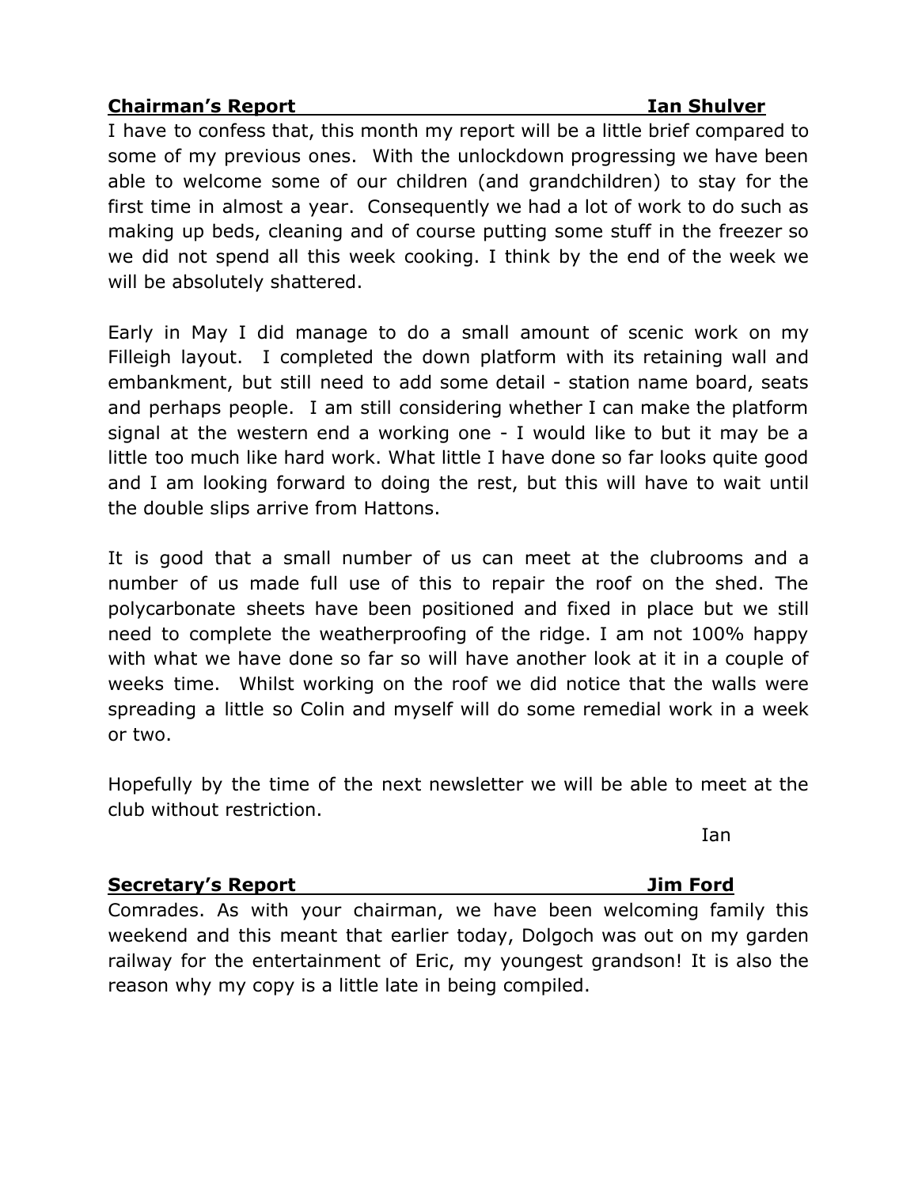## **Chairman's Report** **Ian Shulver**

I have to confess that, this month my report will be a little brief compared to some of my previous ones. With the unlockdown progressing we have been able to welcome some of our children (and grandchildren) to stay for the first time in almost a year. Consequently we had a lot of work to do such as making up beds, cleaning and of course putting some stuff in the freezer so we did not spend all this week cooking. I think by the end of the week we will be absolutely shattered.

Early in May I did manage to do a small amount of scenic work on my Filleigh layout. I completed the down platform with its retaining wall and embankment, but still need to add some detail - station name board, seats and perhaps people. I am still considering whether I can make the platform signal at the western end a working one - I would like to but it may be a little too much like hard work. What little I have done so far looks quite good and I am looking forward to doing the rest, but this will have to wait until the double slips arrive from Hattons.

It is good that a small number of us can meet at the clubrooms and a number of us made full use of this to repair the roof on the shed. The polycarbonate sheets have been positioned and fixed in place but we still need to complete the weatherproofing of the ridge. I am not 100% happy with what we have done so far so will have another look at it in a couple of weeks time. Whilst working on the roof we did notice that the walls were spreading a little so Colin and myself will do some remedial work in a week or two.

Hopefully by the time of the next newsletter we will be able to meet at the club without restriction.

Ian

## **Secretary's Report** **Jim Ford**

Comrades. As with your chairman, we have been welcoming family this weekend and this meant that earlier today, Dolgoch was out on my garden railway for the entertainment of Eric, my youngest grandson! It is also the reason why my copy is a little late in being compiled.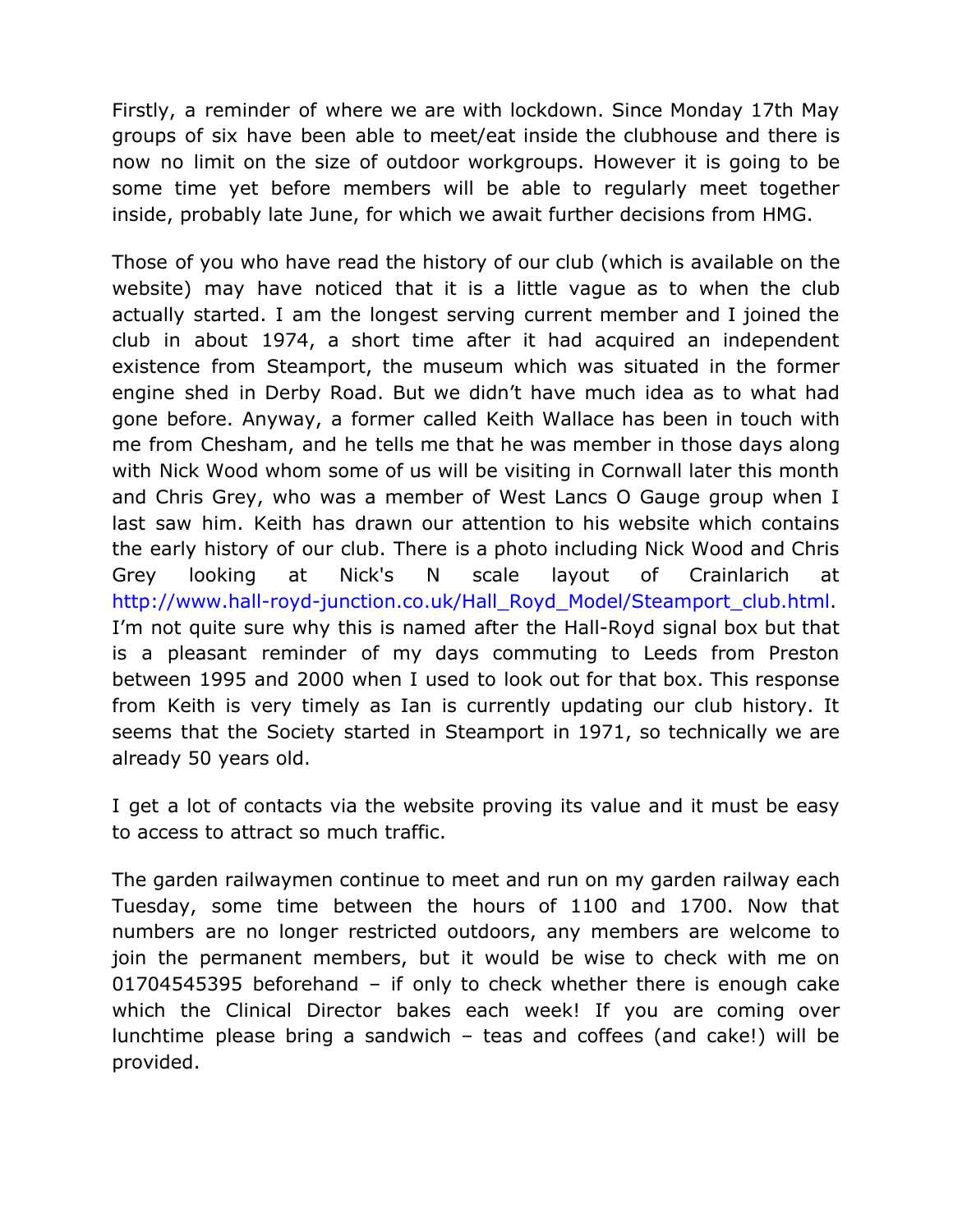Firstly, a reminder of where we are with lockdown. Since Monday 17th May groups of six have been able to meet/eat inside the clubhouse and there is now no limit on the size of outdoor workgroups. However it is going to be some time yet before members will be able to regularly meet together inside, probably late June, for which we await further decisions from HMG.

Those of you who have read the history of our club (which is available on the website) may have noticed that it is a little vague as to when the club actually started. I am the longest serving current member and I joined the club in about 1974, a short time after it had acquired an independent existence from Steamport, the museum which was situated in the former engine shed in Derby Road. But we didn't have much idea as to what had gone before. Anyway, a former called Keith Wallace has been in touch with me from Chesham, and he tells me that he was member in those days along with Nick Wood whom some of us will be visiting in Cornwall later this month and Chris Grey, who was a member of West Lancs O Gauge group when I last saw him. Keith has drawn our attention to his website which contains the early history of our club. There is a photo including Nick Wood and Chris Grey looking at Nick's N scale layout of Crainlarich at http://www.hall-royd-junction.co.uk/Hall_Royd_Model/Steamport_club.html. I'm not quite sure why this is named after the Hall-Royd signal box but that is a pleasant reminder of my days commuting to Leeds from Preston between 1995 and 2000 when I used to look out for that box. This response from Keith is very timely as Ian is currently updating our club history. It seems that the Society started in Steamport in 1971, so technically we are already 50 years old.

I get a lot of contacts via the website proving its value and it must be easy to access to attract so much traffic.

The garden railwaymen continue to meet and run on my garden railway each Tuesday, some time between the hours of 1100 and 1700. Now that numbers are no longer restricted outdoors, any members are welcome to join the permanent members, but it would be wise to check with me on 01704545395 beforehand – if only to check whether there is enough cake which the Clinical Director bakes each week! If you are coming over lunchtime please bring a sandwich – teas and coffees (and cake!) will be provided.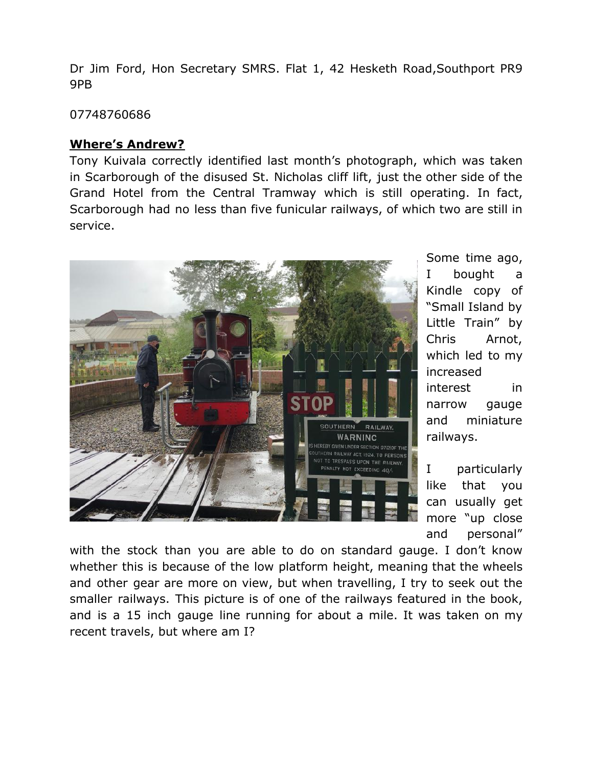Dr Jim Ford, Hon Secretary SMRS. Flat 1, 42 Hesketh Road,Southport PR9 9PB

07748760686

## **Where's Andrew?**

Tony Kuivala correctly identified last month's photograph, which was taken in Scarborough of the disused St. Nicholas cliff lift, just the other side of the Grand Hotel from the Central Tramway which is still operating. In fact, Scarborough had no less than five funicular railways, of which two are still in service.

Some time ago, I bought a Kindle copy of "Small Island by Little Train" by Chris Arnot, which led to my increased interest in narrow gauge and miniature railways.

I particularly like that you can usually get more "up close and personal" with the stock than you are able to do on standard gauge. I don't know whether this is because of the low platform height, meaning that the wheels and other gear are more on view, but when travelling, I try to seek out the smaller railways. This picture is of one of the railways featured in the book, and is a 15 inch gauge line running for about a mile. It was taken on my recent travels, but where am I?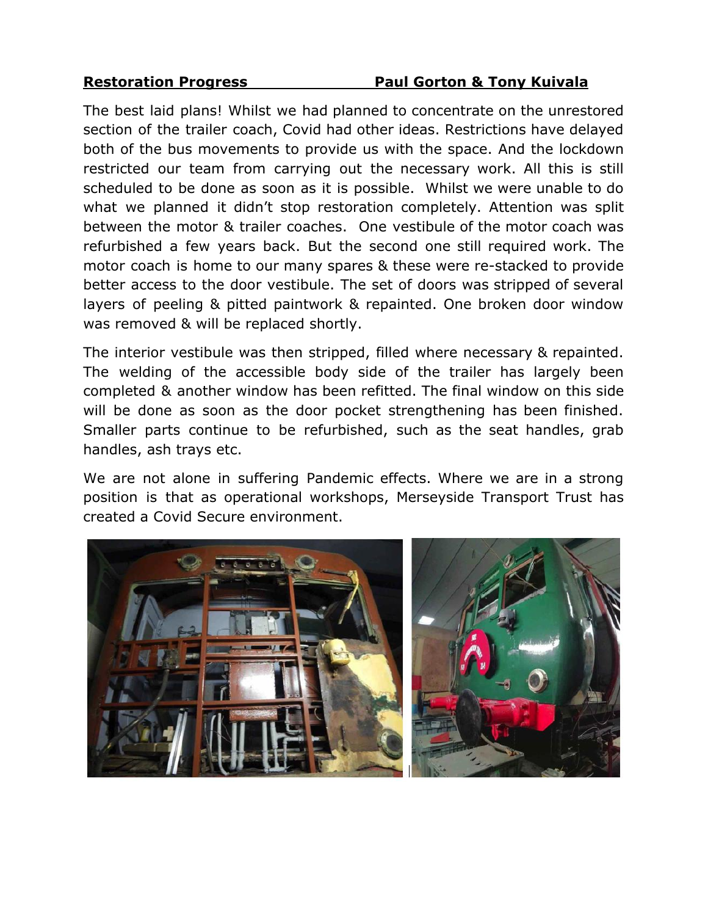**Restoration Progress** **Paul Gorton & Tony Kuivala**

The best laid plans! Whilst we had planned to concentrate on the unrestored section of the trailer coach, Covid had other ideas. Restrictions have delayed both of the bus movements to provide us with the space. And the lockdown restricted our team from carrying out the necessary work. All this is still scheduled to be done as soon as it is possible. Whilst we were unable to do what we planned it didn't stop restoration completely. Attention was split between the motor & trailer coaches. One vestibule of the motor coach was refurbished a few years back. But the second one still required work. The motor coach is home to our many spares & these were re-stacked to provide better access to the door vestibule. The set of doors was stripped of several layers of peeling & pitted paintwork & repainted. One broken door window was removed & will be replaced shortly.

The interior vestibule was then stripped, filled where necessary & repainted. The welding of the accessible body side of the trailer has largely been completed & another window has been refitted. The final window on this side will be done as soon as the door pocket strengthening has been finished. Smaller parts continue to be refurbished, such as the seat handles, grab handles, ash trays etc.

We are not alone in suffering Pandemic effects. Where we are in a strong position is that as operational workshops, Merseyside Transport Trust has created a Covid Secure environment.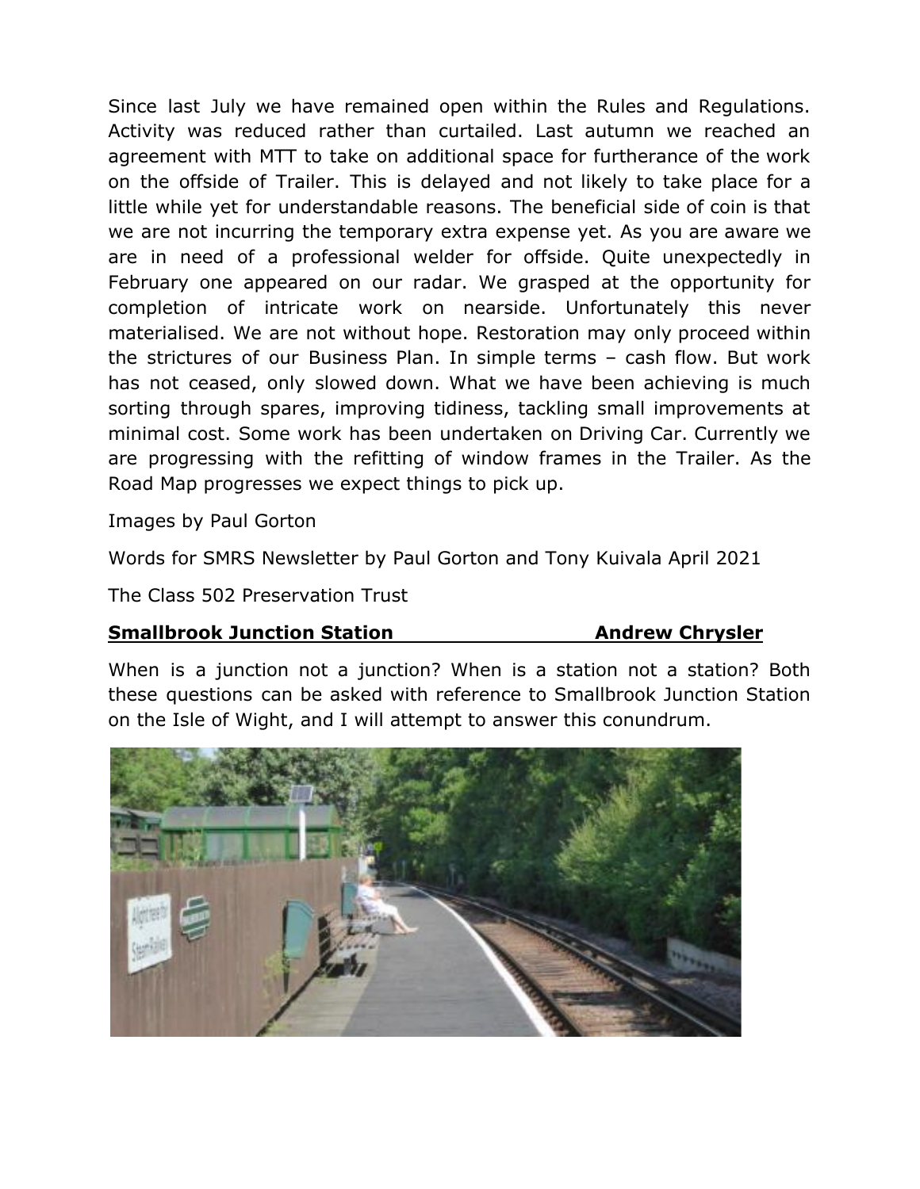Since last July we have remained open within the Rules and Regulations. Activity was reduced rather than curtailed. Last autumn we reached an agreement with MTT to take on additional space for furtherance of the work on the offside of Trailer. This is delayed and not likely to take place for a little while yet for understandable reasons. The beneficial side of coin is that we are not incurring the temporary extra expense yet. As you are aware we are in need of a professional welder for offside. Quite unexpectedly in February one appeared on our radar. We grasped at the opportunity for completion of intricate work on nearside. Unfortunately this never materialised. We are not without hope. Restoration may only proceed within the strictures of our Business Plan. In simple terms – cash flow. But work has not ceased, only slowed down. What we have been achieving is much sorting through spares, improving tidiness, tackling small improvements at minimal cost. Some work has been undertaken on Driving Car. Currently we are progressing with the refitting of window frames in the Trailer. As the Road Map progresses we expect things to pick up.

Images by Paul Gorton

Words for SMRS Newsletter by Paul Gorton and Tony Kuivala April 2021

The Class 502 Preservation Trust

## **Smallbrook Junction Station** — **Andrew Chrysler**

When is a junction not a junction? When is a station not a station? Both these questions can be asked with reference to Smallbrook Junction Station on the Isle of Wight, and I will attempt to answer this conundrum.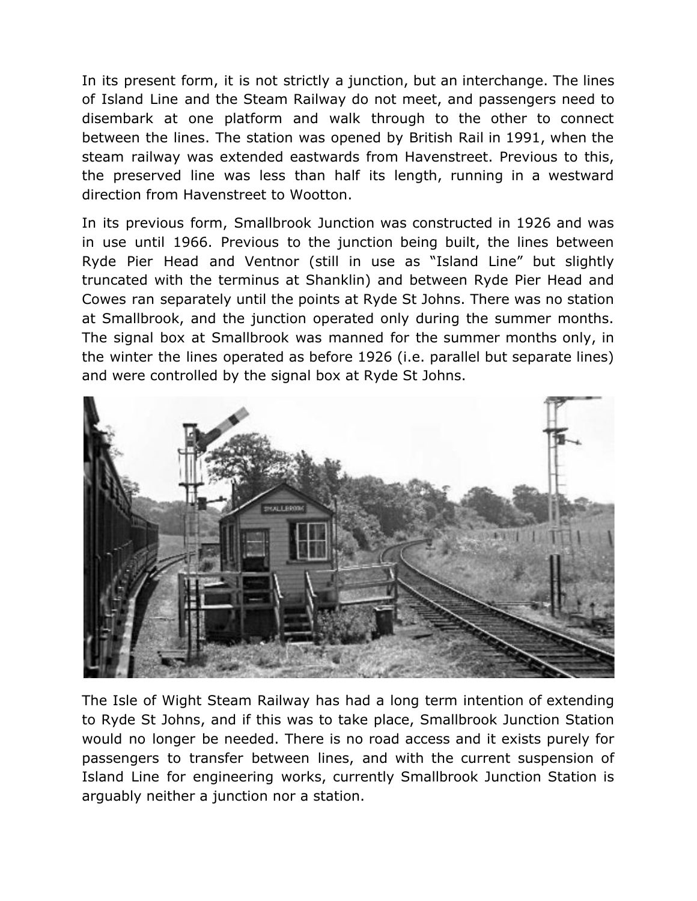In its present form, it is not strictly a junction, but an interchange. The lines of Island Line and the Steam Railway do not meet, and passengers need to disembark at one platform and walk through to the other to connect between the lines. The station was opened by British Rail in 1991, when the steam railway was extended eastwards from Havenstreet. Previous to this, the preserved line was less than half its length, running in a westward direction from Havenstreet to Wootton.

In its previous form, Smallbrook Junction was constructed in 1926 and was in use until 1966. Previous to the junction being built, the lines between Ryde Pier Head and Ventnor (still in use as "Island Line" but slightly truncated with the terminus at Shanklin) and between Ryde Pier Head and Cowes ran separately until the points at Ryde St Johns. There was no station at Smallbrook, and the junction operated only during the summer months. The signal box at Smallbrook was manned for the summer months only, in the winter the lines operated as before 1926 (i.e. parallel but separate lines) and were controlled by the signal box at Ryde St Johns.

The Isle of Wight Steam Railway has had a long term intention of extending to Ryde St Johns, and if this was to take place, Smallbrook Junction Station would no longer be needed. There is no road access and it exists purely for passengers to transfer between lines, and with the current suspension of Island Line for engineering works, currently Smallbrook Junction Station is arguably neither a junction nor a station.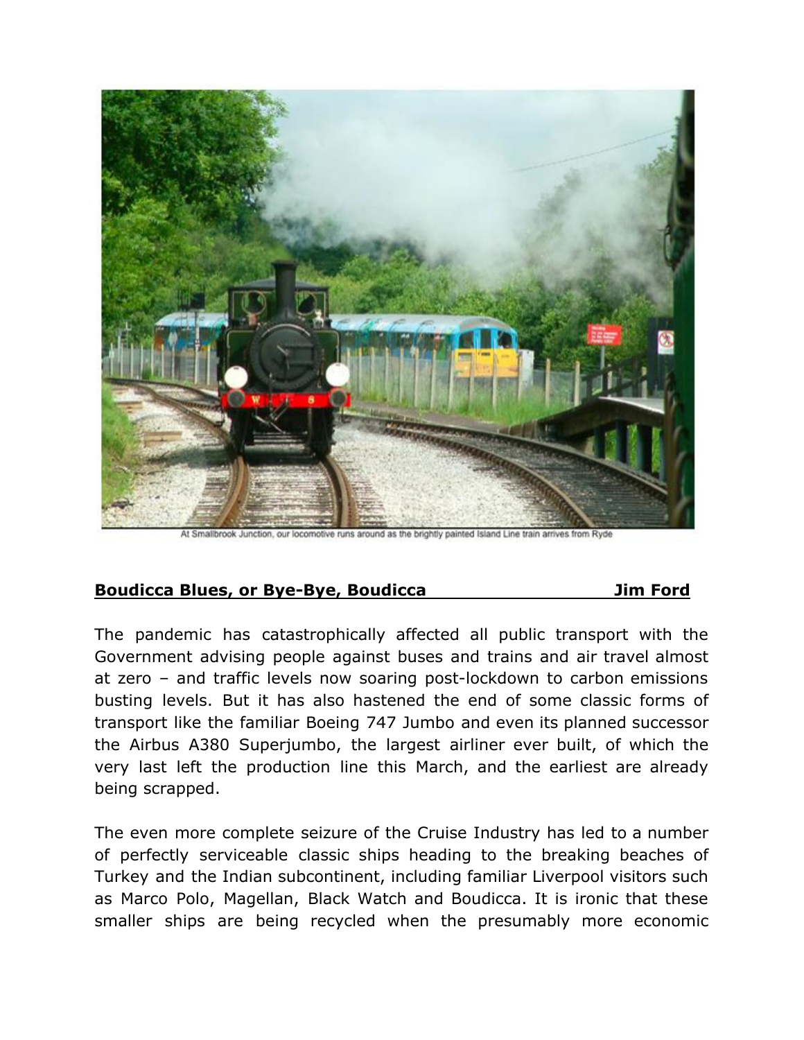At Smallbrook Junction, our locomotive runs around as the brightly painted Island Line train arrives from Ryde

## Boudicca Blues, or Bye-Bye, Boudicca — Jim Ford

The pandemic has catastrophically affected all public transport with the Government advising people against buses and trains and air travel almost at zero – and traffic levels now soaring post-lockdown to carbon emissions busting levels. But it has also hastened the end of some classic forms of transport like the familiar Boeing 747 Jumbo and even its planned successor the Airbus A380 Superjumbo, the largest airliner ever built, of which the very last left the production line this March, and the earliest are already being scrapped.

The even more complete seizure of the Cruise Industry has led to a number of perfectly serviceable classic ships heading to the breaking beaches of Turkey and the Indian subcontinent, including familiar Liverpool visitors such as Marco Polo, Magellan, Black Watch and Boudicca. It is ironic that these smaller ships are being recycled when the presumably more economic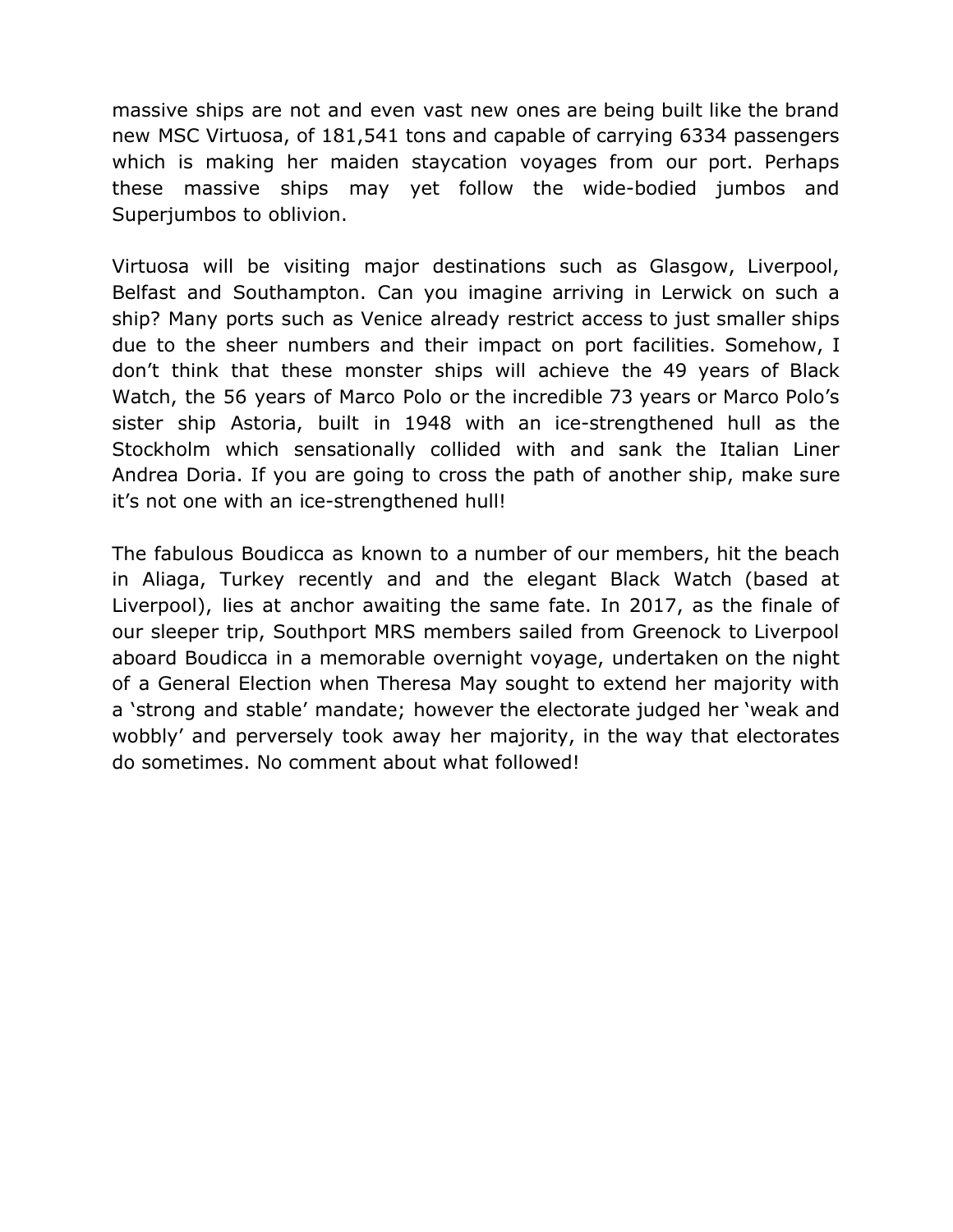massive ships are not and even vast new ones are being built like the brand new MSC Virtuosa, of 181,541 tons and capable of carrying 6334 passengers which is making her maiden staycation voyages from our port. Perhaps these massive ships may yet follow the wide-bodied jumbos and Superjumbos to oblivion.

Virtuosa will be visiting major destinations such as Glasgow, Liverpool, Belfast and Southampton. Can you imagine arriving in Lerwick on such a ship? Many ports such as Venice already restrict access to just smaller ships due to the sheer numbers and their impact on port facilities. Somehow, I don't think that these monster ships will achieve the 49 years of Black Watch, the 56 years of Marco Polo or the incredible 73 years or Marco Polo's sister ship Astoria, built in 1948 with an ice-strengthened hull as the Stockholm which sensationally collided with and sank the Italian Liner Andrea Doria. If you are going to cross the path of another ship, make sure it's not one with an ice-strengthened hull!

The fabulous Boudicca as known to a number of our members, hit the beach in Aliaga, Turkey recently and and the elegant Black Watch (based at Liverpool), lies at anchor awaiting the same fate. In 2017, as the finale of our sleeper trip, Southport MRS members sailed from Greenock to Liverpool aboard Boudicca in a memorable overnight voyage, undertaken on the night of a General Election when Theresa May sought to extend her majority with a 'strong and stable' mandate; however the electorate judged her 'weak and wobbly' and perversely took away her majority, in the way that electorates do sometimes. No comment about what followed!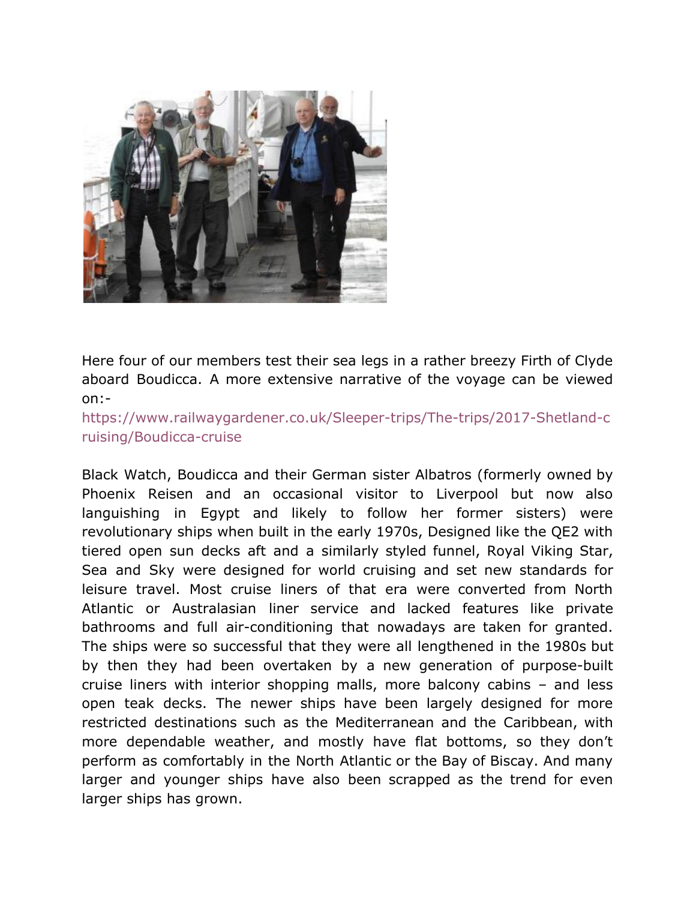Here four of our members test their sea legs in a rather breezy Firth of Clyde aboard Boudicca. A more extensive narrative of the voyage can be viewed on:-

https://www.railwaygardener.co.uk/Sleeper-trips/The-trips/2017-Shetland-cruising/Boudicca-cruise

Black Watch, Boudicca and their German sister Albatros (formerly owned by Phoenix Reisen and an occasional visitor to Liverpool but now also languishing in Egypt and likely to follow her former sisters) were revolutionary ships when built in the early 1970s, Designed like the QE2 with tiered open sun decks aft and a similarly styled funnel, Royal Viking Star, Sea and Sky were designed for world cruising and set new standards for leisure travel. Most cruise liners of that era were converted from North Atlantic or Australasian liner service and lacked features like private bathrooms and full air-conditioning that nowadays are taken for granted. The ships were so successful that they were all lengthened in the 1980s but by then they had been overtaken by a new generation of purpose-built cruise liners with interior shopping malls, more balcony cabins – and less open teak decks. The newer ships have been largely designed for more restricted destinations such as the Mediterranean and the Caribbean, with more dependable weather, and mostly have flat bottoms, so they don't perform as comfortably in the North Atlantic or the Bay of Biscay. And many larger and younger ships have also been scrapped as the trend for even larger ships has grown.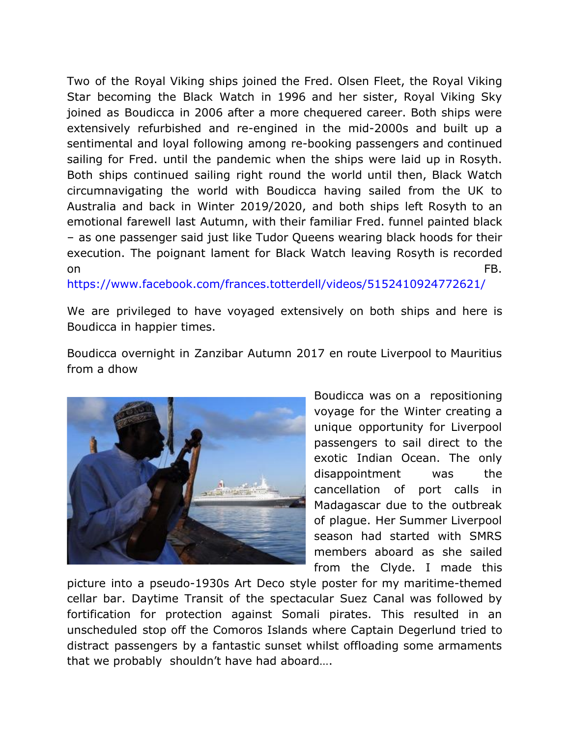Two of the Royal Viking ships joined the Fred. Olsen Fleet, the Royal Viking Star becoming the Black Watch in 1996 and her sister, Royal Viking Sky joined as Boudicca in 2006 after a more chequered career. Both ships were extensively refurbished and re-engined in the mid-2000s and built up a sentimental and loyal following among re-booking passengers and continued sailing for Fred. until the pandemic when the ships were laid up in Rosyth. Both ships continued sailing right round the world until then, Black Watch circumnavigating the world with Boudicca having sailed from the UK to Australia and back in Winter 2019/2020, and both ships left Rosyth to an emotional farewell last Autumn, with their familiar Fred. funnel painted black – as one passenger said just like Tudor Queens wearing black hoods for their execution. The poignant lament for Black Watch leaving Rosyth is recorded on FB. https://www.facebook.com/frances.totterdell/videos/5152410924772621/

We are privileged to have voyaged extensively on both ships and here is Boudicca in happier times.

Boudicca overnight in Zanzibar Autumn 2017 en route Liverpool to Mauritius from a dhow

Boudicca was on a repositioning voyage for the Winter creating a unique opportunity for Liverpool passengers to sail direct to the exotic Indian Ocean. The only disappointment was the cancellation of port calls in Madagascar due to the outbreak of plague. Her Summer Liverpool season had started with SMRS members aboard as she sailed from the Clyde. I made this picture into a pseudo-1930s Art Deco style poster for my maritime-themed cellar bar. Daytime Transit of the spectacular Suez Canal was followed by fortification for protection against Somali pirates. This resulted in an unscheduled stop off the Comoros Islands where Captain Degerlund tried to distract passengers by a fantastic sunset whilst offloading some armaments that we probably shouldn't have had aboard….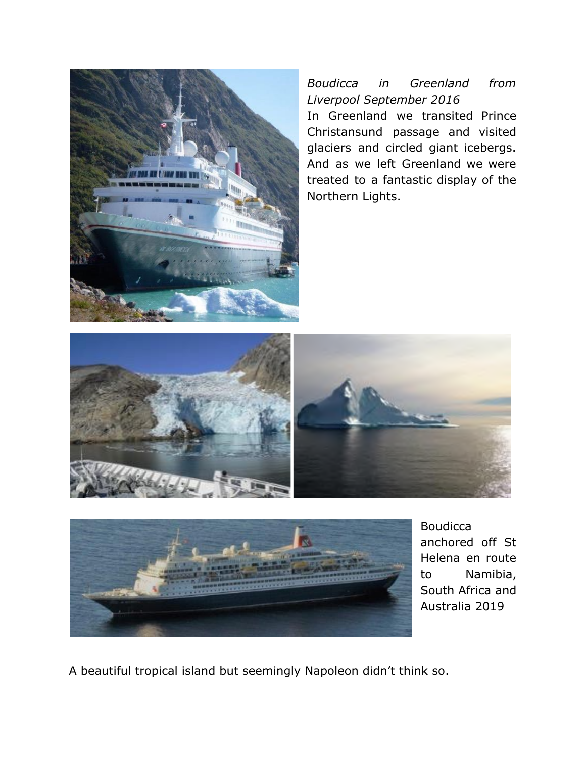*Boudicca in Greenland from Liverpool September 2016*

In Greenland we transited Prince Christansund passage and visited glaciers and circled giant icebergs. And as we left Greenland we were treated to a fantastic display of the Northern Lights.

Boudicca anchored off St Helena en route to Namibia, South Africa and Australia 2019

A beautiful tropical island but seemingly Napoleon didn't think so.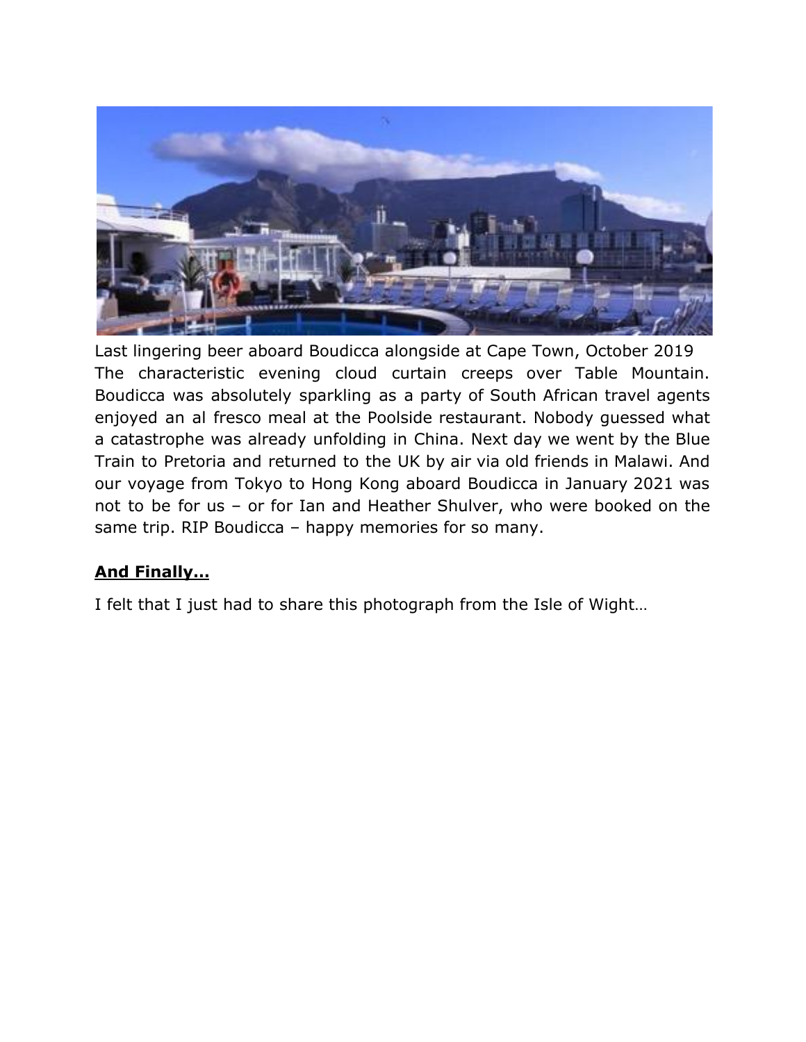Last lingering beer aboard Boudicca alongside at Cape Town, October 2019
The characteristic evening cloud curtain creeps over Table Mountain. Boudicca was absolutely sparkling as a party of South African travel agents enjoyed an al fresco meal at the Poolside restaurant. Nobody guessed what a catastrophe was already unfolding in China. Next day we went by the Blue Train to Pretoria and returned to the UK by air via old friends in Malawi. And our voyage from Tokyo to Hong Kong aboard Boudicca in January 2021 was not to be for us – or for Ian and Heather Shulver, who were booked on the same trip. RIP Boudicca – happy memories for so many.

**<u>And Finally…</u>**

I felt that I just had to share this photograph from the Isle of Wight…